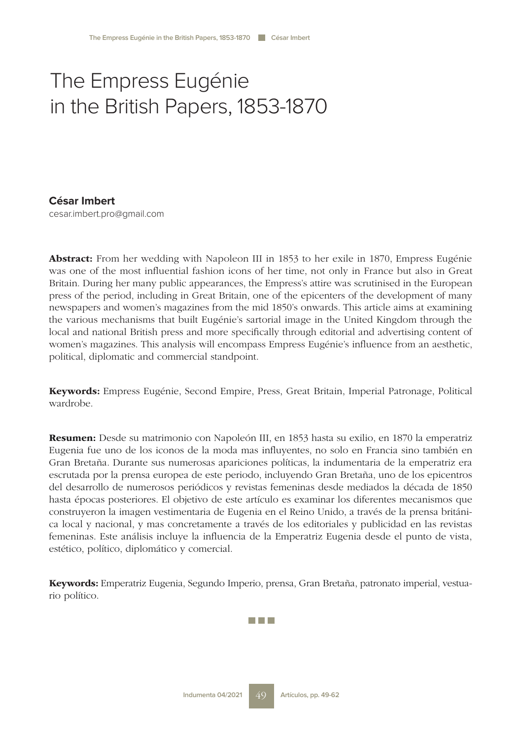# The Empress Eugénie in the British Papers, 1853-1870

**César Imbert**
cesar.imbert.pro@gmail.com

**Abstract:** From her wedding with Napoleon III in 1853 to her exile in 1870, Empress Eugénie was one of the most influential fashion icons of her time, not only in France but also in Great Britain. During her many public appearances, the Empress's attire was scrutinised in the European press of the period, including in Great Britain, one of the epicenters of the development of many newspapers and women's magazines from the mid 1850's onwards. This article aims at examining the various mechanisms that built Eugénie's sartorial image in the United Kingdom through the local and national British press and more specifically through editorial and advertising content of women's magazines. This analysis will encompass Empress Eugénie's influence from an aesthetic, political, diplomatic and commercial standpoint.

**Keywords:** Empress Eugénie, Second Empire, Press, Great Britain, Imperial Patronage, Political wardrobe.

**Resumen:** Desde su matrimonio con Napoleón III, en 1853 hasta su exilio, en 1870 la emperatriz Eugenia fue uno de los iconos de la moda mas influyentes, no solo en Francia sino también en Gran Bretaña. Durante sus numerosas apariciones políticas, la indumentaria de la emperatriz era escrutada por la prensa europea de este periodo, incluyendo Gran Bretaña, uno de los epicentros del desarrollo de numerosos periódicos y revistas femeninas desde mediados la década de 1850 hasta épocas posteriores. El objetivo de este artículo es examinar los diferentes mecanismos que construyeron la imagen vestimentaria de Eugenia en el Reino Unido, a través de la prensa británica local y nacional, y mas concretamente a través de los editoriales y publicidad en las revistas femeninas. Este análisis incluye la influencia de la Emperatriz Eugenia desde el punto de vista, estético, político, diplomático y comercial.

**Keywords:** Emperatriz Eugenia, Segundo Imperio, prensa, Gran Bretaña, patronato imperial, vestuario político.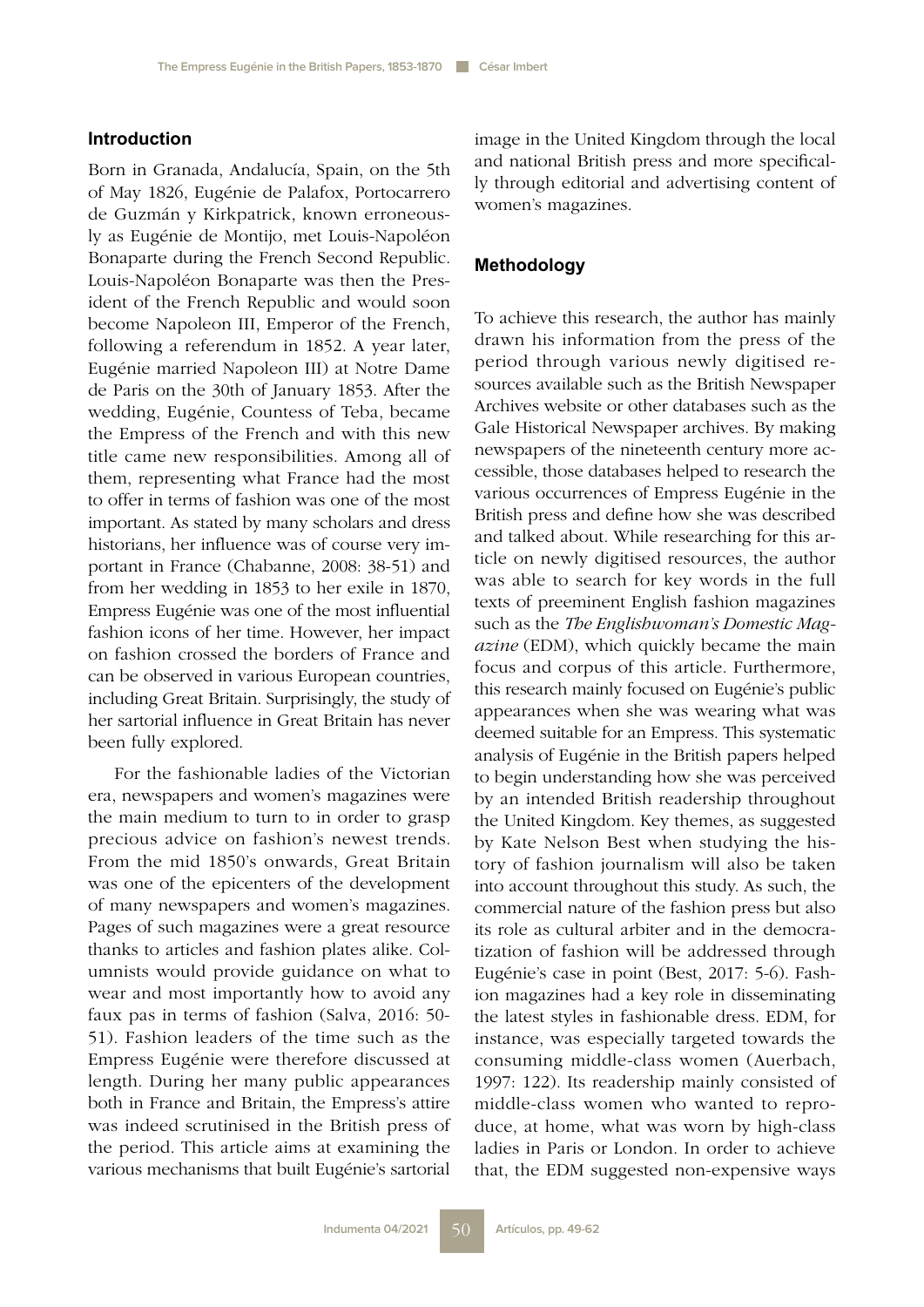## Introduction

Born in Granada, Andalucía, Spain, on the 5th of May 1826, Eugénie de Palafox, Portocarrero de Guzmán y Kirkpatrick, known erroneously as Eugénie de Montijo, met Louis-Napoléon Bonaparte during the French Second Republic. Louis-Napoléon Bonaparte was then the President of the French Republic and would soon become Napoleon III, Emperor of the French, following a referendum in 1852. A year later, Eugénie married Napoleon III) at Notre Dame de Paris on the 30th of January 1853. After the wedding, Eugénie, Countess of Teba, became the Empress of the French and with this new title came new responsibilities. Among all of them, representing what France had the most to offer in terms of fashion was one of the most important. As stated by many scholars and dress historians, her influence was of course very important in France (Chabanne, 2008: 38-51) and from her wedding in 1853 to her exile in 1870, Empress Eugénie was one of the most influential fashion icons of her time. However, her impact on fashion crossed the borders of France and can be observed in various European countries, including Great Britain. Surprisingly, the study of her sartorial influence in Great Britain has never been fully explored.

For the fashionable ladies of the Victorian era, newspapers and women's magazines were the main medium to turn to in order to grasp precious advice on fashion's newest trends. From the mid 1850's onwards, Great Britain was one of the epicenters of the development of many newspapers and women's magazines. Pages of such magazines were a great resource thanks to articles and fashion plates alike. Columnists would provide guidance on what to wear and most importantly how to avoid any faux pas in terms of fashion (Salva, 2016: 50-51). Fashion leaders of the time such as the Empress Eugénie were therefore discussed at length. During her many public appearances both in France and Britain, the Empress's attire was indeed scrutinised in the British press of the period. This article aims at examining the various mechanisms that built Eugénie's sartorial image in the United Kingdom through the local and national British press and more specifically through editorial and advertising content of women's magazines.

## Methodology

To achieve this research, the author has mainly drawn his information from the press of the period through various newly digitised resources available such as the British Newspaper Archives website or other databases such as the Gale Historical Newspaper archives. By making newspapers of the nineteenth century more accessible, those databases helped to research the various occurrences of Empress Eugénie in the British press and define how she was described and talked about. While researching for this article on newly digitised resources, the author was able to search for key words in the full texts of preeminent English fashion magazines such as the *The Englishwoman's Domestic Magazine* (EDM), which quickly became the main focus and corpus of this article. Furthermore, this research mainly focused on Eugénie's public appearances when she was wearing what was deemed suitable for an Empress. This systematic analysis of Eugénie in the British papers helped to begin understanding how she was perceived by an intended British readership throughout the United Kingdom. Key themes, as suggested by Kate Nelson Best when studying the history of fashion journalism will also be taken into account throughout this study. As such, the commercial nature of the fashion press but also its role as cultural arbiter and in the democratization of fashion will be addressed through Eugénie's case in point (Best, 2017: 5-6). Fashion magazines had a key role in disseminating the latest styles in fashionable dress. EDM, for instance, was especially targeted towards the consuming middle-class women (Auerbach, 1997: 122). Its readership mainly consisted of middle-class women who wanted to reproduce, at home, what was worn by high-class ladies in Paris or London. In order to achieve that, the EDM suggested non-expensive ways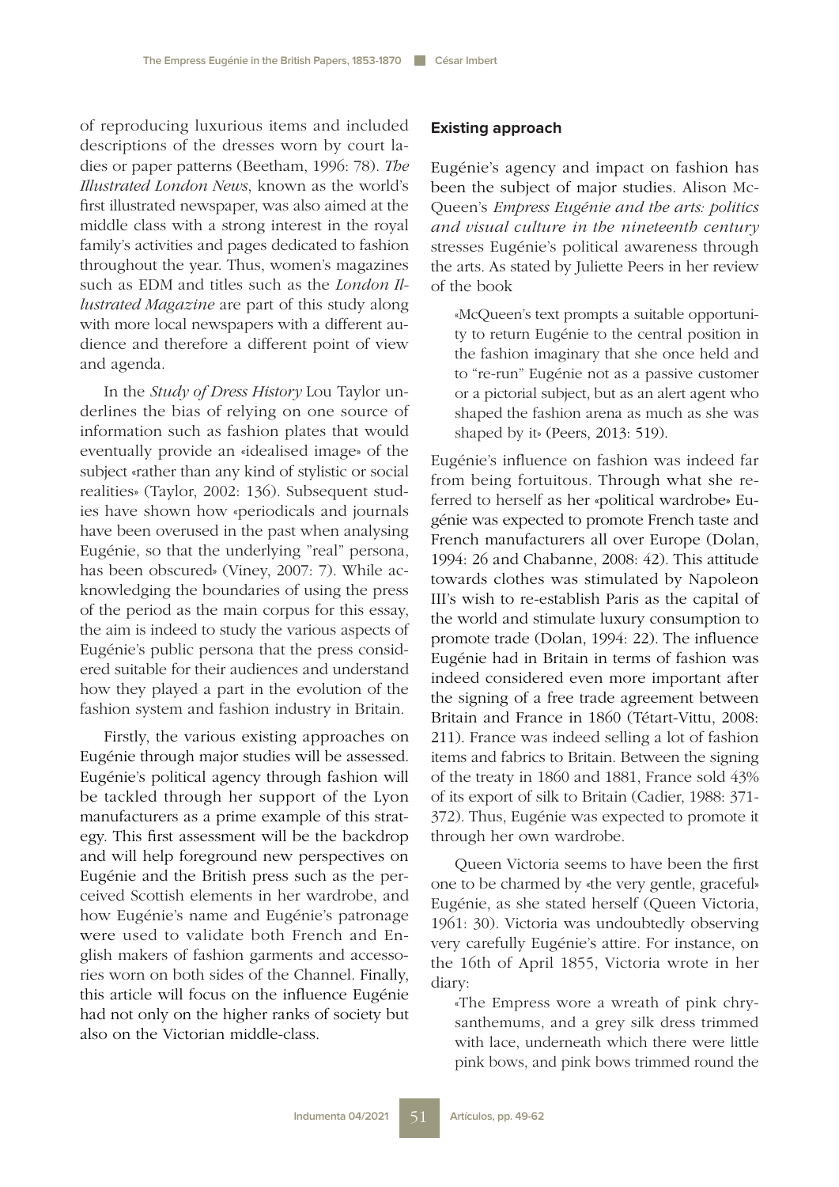of reproducing luxurious items and included descriptions of the dresses worn by court ladies or paper patterns (Beetham, 1996: 78). *The Illustrated London News*, known as the world's first illustrated newspaper, was also aimed at the middle class with a strong interest in the royal family's activities and pages dedicated to fashion throughout the year. Thus, women's magazines such as EDM and titles such as the *London Illustrated Magazine* are part of this study along with more local newspapers with a different audience and therefore a different point of view and agenda.

In the *Study of Dress History* Lou Taylor underlines the bias of relying on one source of information such as fashion plates that would eventually provide an «idealised image» of the subject «rather than any kind of stylistic or social realities» (Taylor, 2002: 136). Subsequent studies have shown how «periodicals and journals have been overused in the past when analysing Eugénie, so that the underlying "real" persona, has been obscured» (Viney, 2007: 7). While acknowledging the boundaries of using the press of the period as the main corpus for this essay, the aim is indeed to study the various aspects of Eugénie's public persona that the press considered suitable for their audiences and understand how they played a part in the evolution of the fashion system and fashion industry in Britain.

Firstly, the various existing approaches on Eugénie through major studies will be assessed. Eugénie's political agency through fashion will be tackled through her support of the Lyon manufacturers as a prime example of this strategy. This first assessment will be the backdrop and will help foreground new perspectives on Eugénie and the British press such as the perceived Scottish elements in her wardrobe, and how Eugénie's name and Eugénie's patronage were used to validate both French and English makers of fashion garments and accessories worn on both sides of the Channel. Finally, this article will focus on the influence Eugénie had not only on the higher ranks of society but also on the Victorian middle-class.

## Existing approach

Eugénie's agency and impact on fashion has been the subject of major studies. Alison McQueen's *Empress Eugénie and the arts: politics and visual culture in the nineteenth century* stresses Eugénie's political awareness through the arts. As stated by Juliette Peers in her review of the book

> «McQueen's text prompts a suitable opportunity to return Eugénie to the central position in the fashion imaginary that she once held and to "re-run" Eugénie not as a passive customer or a pictorial subject, but as an alert agent who shaped the fashion arena as much as she was shaped by it» (Peers, 2013: 519).

Eugénie's influence on fashion was indeed far from being fortuitous. Through what she referred to herself as her «political wardrobe» Eugénie was expected to promote French taste and French manufacturers all over Europe (Dolan, 1994: 26 and Chabanne, 2008: 42). This attitude towards clothes was stimulated by Napoleon III's wish to re-establish Paris as the capital of the world and stimulate luxury consumption to promote trade (Dolan, 1994: 22). The influence Eugénie had in Britain in terms of fashion was indeed considered even more important after the signing of a free trade agreement between Britain and France in 1860 (Tétart-Vittu, 2008: 211). France was indeed selling a lot of fashion items and fabrics to Britain. Between the signing of the treaty in 1860 and 1881, France sold 43% of its export of silk to Britain (Cadier, 1988: 371-372). Thus, Eugénie was expected to promote it through her own wardrobe.

Queen Victoria seems to have been the first one to be charmed by «the very gentle, graceful» Eugénie, as she stated herself (Queen Victoria, 1961: 30). Victoria was undoubtedly observing very carefully Eugénie's attire. For instance, on the 16th of April 1855, Victoria wrote in her diary:

> «The Empress wore a wreath of pink chrysanthemums, and a grey silk dress trimmed with lace, underneath which there were little pink bows, and pink bows trimmed round the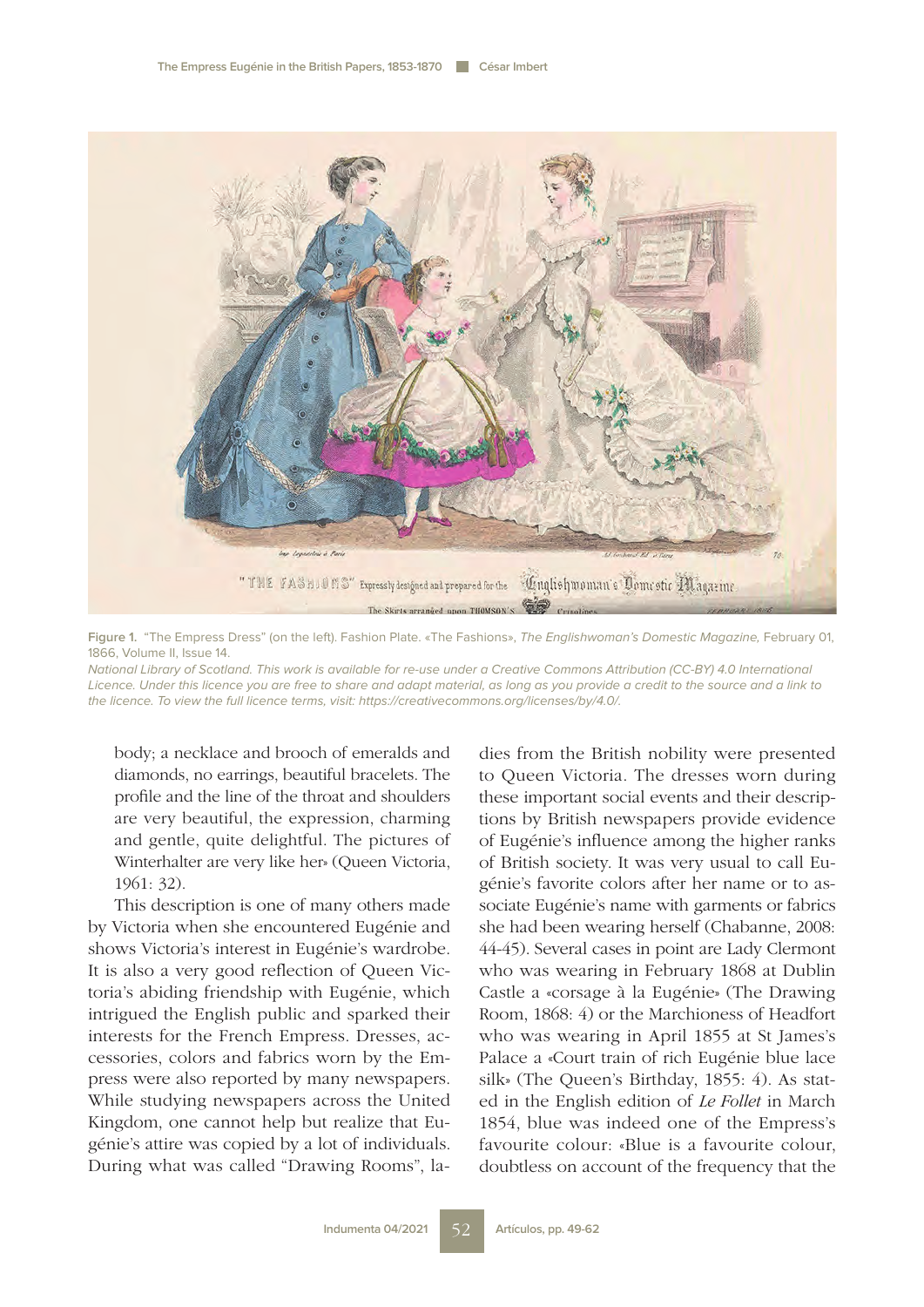Figure 1. "The Empress Dress" (on the left). Fashion Plate. «The Fashions», *The Englishwoman's Domestic Magazine,* February 01, 1866, Volume II, Issue 14.

*National Library of Scotland. This work is available for re-use under a Creative Commons Attribution (CC-BY) 4.0 International Licence. Under this licence you are free to share and adapt material, as long as you provide a credit to the source and a link to the licence. To view the full licence terms, visit: https://creativecommons.org/licenses/by/4.0/.*

body; a necklace and brooch of emeralds and diamonds, no earrings, beautiful bracelets. The profile and the line of the throat and shoulders are very beautiful, the expression, charming and gentle, quite delightful. The pictures of Winterhalter are very like her» (Queen Victoria, 1961: 32).

This description is one of many others made by Victoria when she encountered Eugénie and shows Victoria's interest in Eugénie's wardrobe. It is also a very good reflection of Queen Victoria's abiding friendship with Eugénie, which intrigued the English public and sparked their interests for the French Empress. Dresses, accessories, colors and fabrics worn by the Empress were also reported by many newspapers. While studying newspapers across the United Kingdom, one cannot help but realize that Eugénie's attire was copied by a lot of individuals. During what was called "Drawing Rooms", ladies from the British nobility were presented to Queen Victoria. The dresses worn during these important social events and their descriptions by British newspapers provide evidence of Eugénie's influence among the higher ranks of British society. It was very usual to call Eugénie's favorite colors after her name or to associate Eugénie's name with garments or fabrics she had been wearing herself (Chabanne, 2008: 44-45). Several cases in point are Lady Clermont who was wearing in February 1868 at Dublin Castle a «corsage à la Eugénie» (The Drawing Room, 1868: 4) or the Marchioness of Headfort who was wearing in April 1855 at St James's Palace a «Court train of rich Eugénie blue lace silk» (The Queen's Birthday, 1855: 4). As stated in the English edition of *Le Follet* in March 1854, blue was indeed one of the Empress's favourite colour: «Blue is a favourite colour, doubtless on account of the frequency that the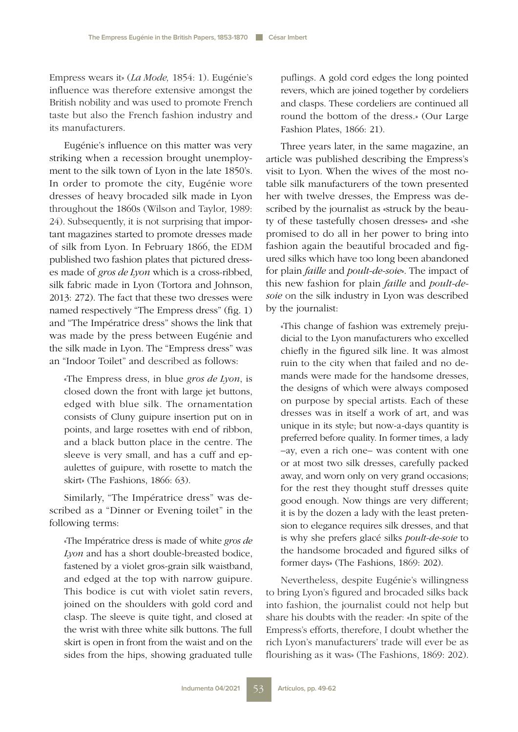Empress wears it» (*La Mode,* 1854: 1). Eugénie's influence was therefore extensive amongst the British nobility and was used to promote French taste but also the French fashion industry and its manufacturers.

Eugénie's influence on this matter was very striking when a recession brought unemployment to the silk town of Lyon in the late 1850's. In order to promote the city, Eugénie wore dresses of heavy brocaded silk made in Lyon throughout the 1860s (Wilson and Taylor, 1989: 24). Subsequently, it is not surprising that important magazines started to promote dresses made of silk from Lyon. In February 1866, the EDM published two fashion plates that pictured dresses made of *gros de Lyon* which is a cross-ribbed, silk fabric made in Lyon (Tortora and Johnson, 2013: 272). The fact that these two dresses were named respectively "The Empress dress" (fig. 1) and "The Impératrice dress" shows the link that was made by the press between Eugénie and the silk made in Lyon. The "Empress dress" was an "Indoor Toilet" and described as follows:

> «The Empress dress, in blue *gros de Lyon*, is closed down the front with large jet buttons, edged with blue silk. The ornamentation consists of Cluny guipure insertion put on in points, and large rosettes with end of ribbon, and a black button place in the centre. The sleeve is very small, and has a cuff and epaulettes of guipure, with rosette to match the skirt» (The Fashions, 1866: 63).

Similarly, "The Impératrice dress" was described as a "Dinner or Evening toilet" in the following terms:

> «The Impératrice dress is made of white *gros de Lyon* and has a short double-breasted bodice, fastened by a violet gros-grain silk waistband, and edged at the top with narrow guipure. This bodice is cut with violet satin revers, joined on the shoulders with gold cord and clasp. The sleeve is quite tight, and closed at the wrist with three white silk buttons. The full skirt is open in front from the waist and on the sides from the hips, showing graduated tulle puflings. A gold cord edges the long pointed revers, which are joined together by cordeliers and clasps. These cordeliers are continued all round the bottom of the dress.» (Our Large Fashion Plates, 1866: 21).

Three years later, in the same magazine, an article was published describing the Empress's visit to Lyon. When the wives of the most notable silk manufacturers of the town presented her with twelve dresses, the Empress was described by the journalist as «struck by the beauty of these tastefully chosen dresses» and «she promised to do all in her power to bring into fashion again the beautiful brocaded and figured silks which have too long been abandoned for plain *faille* and *poult-de-soie*». The impact of this new fashion for plain *faille* and *poult-de-soie* on the silk industry in Lyon was described by the journalist:

> «This change of fashion was extremely prejudicial to the Lyon manufacturers who excelled chiefly in the figured silk line. It was almost ruin to the city when that failed and no demands were made for the handsome dresses, the designs of which were always composed on purpose by special artists. Each of these dresses was in itself a work of art, and was unique in its style; but now-a-days quantity is preferred before quality. In former times, a lady –ay, even a rich one– was content with one or at most two silk dresses, carefully packed away, and worn only on very grand occasions; for the rest they thought stuff dresses quite good enough. Now things are very different; it is by the dozen a lady with the least pretension to elegance requires silk dresses, and that is why she prefers glacé silks *poult-de-soie* to the handsome brocaded and figured silks of former days» (The Fashions, 1869: 202).

Nevertheless, despite Eugénie's willingness to bring Lyon's figured and brocaded silks back into fashion, the journalist could not help but share his doubts with the reader: «In spite of the Empress's efforts, therefore, I doubt whether the rich Lyon's manufacturers' trade will ever be as flourishing as it was» (The Fashions, 1869: 202).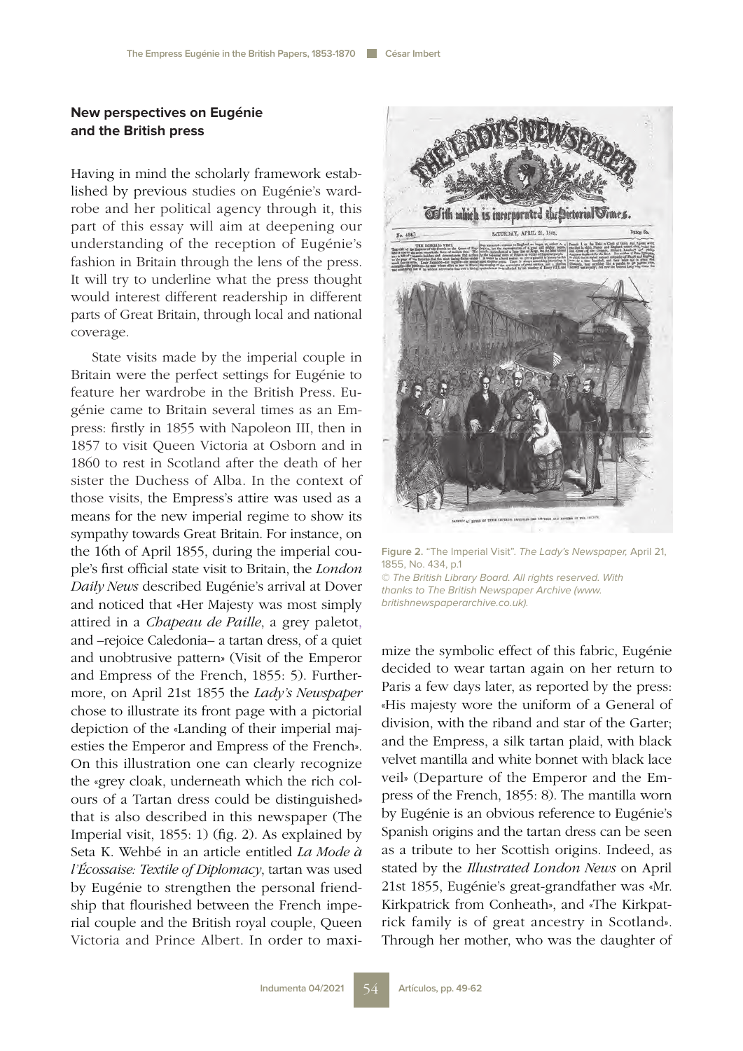## New perspectives on Eugénie and the British press

Having in mind the scholarly framework established by previous studies on Eugénie's wardrobe and her political agency through it, this part of this essay will aim at deepening our understanding of the reception of Eugénie's fashion in Britain through the lens of the press. It will try to underline what the press thought would interest different readership in different parts of Great Britain, through local and national coverage.

State visits made by the imperial couple in Britain were the perfect settings for Eugénie to feature her wardrobe in the British Press. Eugénie came to Britain several times as an Empress: firstly in 1855 with Napoleon III, then in 1857 to visit Queen Victoria at Osborn and in 1860 to rest in Scotland after the death of her sister the Duchess of Alba. In the context of those visits, the Empress's attire was used as a means for the new imperial regime to show its sympathy towards Great Britain. For instance, on the 16th of April 1855, during the imperial couple's first official state visit to Britain, the *London Daily News* described Eugénie's arrival at Dover and noticed that «Her Majesty was most simply attired in a *Chapeau de Paille*, a grey paletot, and –rejoice Caledonia– a tartan dress, of a quiet and unobtrusive pattern» (Visit of the Emperor and Empress of the French, 1855: 5). Furthermore, on April 21st 1855 the *Lady's Newspaper* chose to illustrate its front page with a pictorial depiction of the «Landing of their imperial majesties the Emperor and Empress of the French». On this illustration one can clearly recognize the «grey cloak, underneath which the rich colours of a Tartan dress could be distinguished» that is also described in this newspaper (The Imperial visit, 1855: 1) (fig. 2). As explained by Seta K. Wehbé in an article entitled *La Mode à l'Écossaise: Textile of Diplomacy*, tartan was used by Eugénie to strengthen the personal friendship that flourished between the French imperial couple and the British royal couple, Queen Victoria and Prince Albert. In order to maximize the symbolic effect of this fabric, Eugénie decided to wear tartan again on her return to Paris a few days later, as reported by the press: «His majesty wore the uniform of a General of division, with the riband and star of the Garter; and the Empress, a silk tartan plaid, with black velvet mantilla and white bonnet with black lace veil» (Departure of the Emperor and the Empress of the French, 1855: 8). The mantilla worn by Eugénie is an obvious reference to Eugénie's Spanish origins and the tartan dress can be seen as a tribute to her Scottish origins. Indeed, as stated by the *Illustrated London News* on April 21st 1855, Eugénie's great-grandfather was «Mr. Kirkpatrick from Conheath», and «The Kirkpatrick family is of great ancestry in Scotland». Through her mother, who was the daughter of

**Figure 2.** "The Imperial Visit". *The Lady's Newspaper*, April 21, 1855, No. 434, p.1
*© The British Library Board. All rights reserved. With thanks to The British Newspaper Archive (www.britishnewspaperarchive.co.uk).*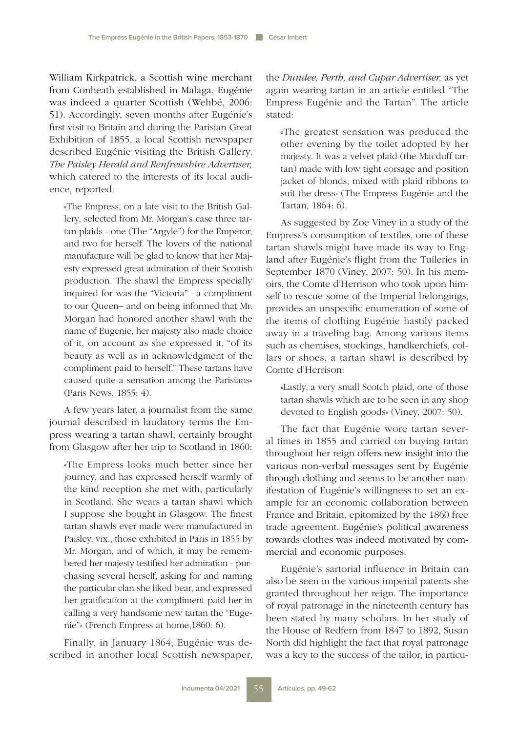William Kirkpatrick, a Scottish wine merchant from Conheath established in Malaga, Eugénie was indeed a quarter Scottish (Wehbé, 2006: 51). Accordingly, seven months after Eugénie's first visit to Britain and during the Parisian Great Exhibition of 1855, a local Scottish newspaper described Eugénie visiting the British Gallery. *The Paisley Herald and Renfrewshire Advertiser,* which catered to the interests of its local audience, reported:

> «The Empress, on a late visit to the British Gallery, selected from Mr. Morgan's case three tartan plaids - one (The "Argyle") for the Emperor, and two for herself. The lovers of the national manufacture will be glad to know that her Majesty expressed great admiration of their Scottish production. The shawl the Empress specially inquired for was the "Victoria" –a compliment to our Queen– and on being informed that Mr. Morgan had honored another shawl with the name of Eugenie, her majesty also made choice of it, on account as she expressed it, "of its beauty as well as in acknowledgment of the compliment paid to herself." These tartans have caused quite a sensation among the Parisians» (Paris News, 1855: 4).

A few years later, a journalist from the same journal described in laudatory terms the Empress wearing a tartan shawl, certainly brought from Glasgow after her trip to Scotland in 1860:

> «The Empress looks much better since her journey, and has expressed herself warmly of the kind reception she met with, particularly in Scotland. She wears a tartan shawl which I suppose she bought in Glasgow. The finest tartan shawls ever made were manufactured in Paisley, vix., those exhibited in Paris in 1855 by Mr. Morgan, and of which, it may be remembered her majesty testified her admiration - purchasing several herself, asking for and naming the particular clan she liked bear, and expressed her gratification at the compliment paid her in calling a very handsome new tartan the "Eugenie"» (French Empress at home,1860: 6).

Finally, in January 1864, Eugénie was described in another local Scottish newspaper, the *Dundee, Perth, and Cupar Advertiser,* as yet again wearing tartan in an article entitled "The Empress Eugénie and the Tartan". The article stated:

> «The greatest sensation was produced the other evening by the toilet adopted by her majesty. It was a velvet plaid (the Macduff tartan) made with low tight corsage and position jacket of blonds, mixed with plaid ribbons to suit the dress» (The Empress Eugénie and the Tartan, 1864: 6).

As suggested by Zoe Viney in a study of the Empress's consumption of textiles, one of these tartan shawls might have made its way to England after Eugénie's flight from the Tuileries in September 1870 (Viney, 2007: 50). In his memoirs, the Comte d'Herrison who took upon himself to rescue some of the Imperial belongings, provides an unspecific enumeration of some of the items of clothing Eugénie hastily packed away in a traveling bag. Among various items such as chemises, stockings, handkerchiefs, collars or shoes, a tartan shawl is described by Comte d'Herrison:

> «Lastly, a very small Scotch plaid, one of those tartan shawls which are to be seen in any shop devoted to English goods» (Viney, 2007: 50).

The fact that Eugénie wore tartan several times in 1855 and carried on buying tartan throughout her reign offers new insight into the various non-verbal messages sent by Eugénie through clothing and seems to be another manifestation of Eugénie's willingness to set an example for an economic collaboration between France and Britain, epitomized by the 1860 free trade agreement. Eugénie's political awareness towards clothes was indeed motivated by commercial and economic purposes.

Eugénie's sartorial influence in Britain can also be seen in the various imperial patents she granted throughout her reign. The importance of royal patronage in the nineteenth century has been stated by many scholars. In her study of the House of Redfern from 1847 to 1892, Susan North did highlight the fact that royal patronage was a key to the success of the tailor, in particu-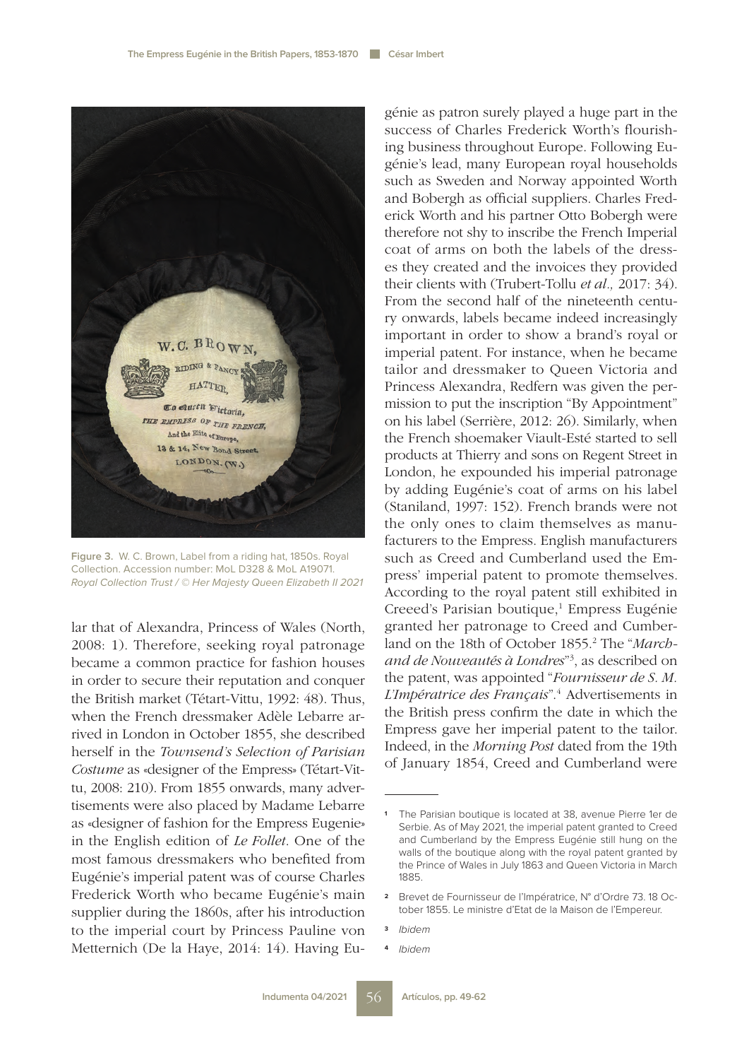Figure 3. W. C. Brown, Label from a riding hat, 1850s. Royal Collection. Accession number: MoL D328 & MoL A19071. *Royal Collection Trust / © Her Majesty Queen Elizabeth II 2021*

lar that of Alexandra, Princess of Wales (North, 2008: 1). Therefore, seeking royal patronage became a common practice for fashion houses in order to secure their reputation and conquer the British market (Tétart-Vittu, 1992: 48). Thus, when the French dressmaker Adèle Lebarre arrived in London in October 1855, she described herself in the *Townsend's Selection of Parisian Costume* as «designer of the Empress» (Tétart-Vittu, 2008: 210). From 1855 onwards, many advertisements were also placed by Madame Lebarre as «designer of fashion for the Empress Eugenie» in the English edition of *Le Follet*. One of the most famous dressmakers who benefited from Eugénie's imperial patent was of course Charles Frederick Worth who became Eugénie's main supplier during the 1860s, after his introduction to the imperial court by Princess Pauline von Metternich (De la Haye, 2014: 14). Having Eugénie as patron surely played a huge part in the success of Charles Frederick Worth's flourishing business throughout Europe. Following Eugénie's lead, many European royal households such as Sweden and Norway appointed Worth and Bobergh as official suppliers. Charles Frederick Worth and his partner Otto Bobergh were therefore not shy to inscribe the French Imperial coat of arms on both the labels of the dresses they created and the invoices they provided their clients with (Trubert-Tollu *et al.,* 2017: 34). From the second half of the nineteenth century onwards, labels became indeed increasingly important in order to show a brand's royal or imperial patent. For instance, when he became tailor and dressmaker to Queen Victoria and Princess Alexandra, Redfern was given the permission to put the inscription "By Appointment" on his label (Serrière, 2012: 26). Similarly, when the French shoemaker Viault-Esté started to sell products at Thierry and sons on Regent Street in London, he expounded his imperial patronage by adding Eugénie's coat of arms on his label (Staniland, 1997: 152). French brands were not the only ones to claim themselves as manufacturers to the Empress. English manufacturers such as Creed and Cumberland used the Empress' imperial patent to promote themselves. According to the royal patent still exhibited in Creeed's Parisian boutique,[1] Empress Eugénie granted her patronage to Creed and Cumberland on the 18th of October 1855.[2] The "*Marchand de Nouveautés à Londres*"[3], as described on the patent, was appointed "*Fournisseur de S. M. L'Impératrice des Français*".[4] Advertisements in the British press confirm the date in which the Empress gave her imperial patent to the tailor. Indeed, in the *Morning Post* dated from the 19th of January 1854, Creed and Cumberland were

---

[1] The Parisian boutique is located at 38, avenue Pierre 1er de Serbie. As of May 2021, the imperial patent granted to Creed and Cumberland by the Empress Eugénie still hung on the walls of the boutique along with the royal patent granted by the Prince of Wales in July 1863 and Queen Victoria in March 1885.

[2] Brevet de Fournisseur de l'Impératrice, N° d'Ordre 73. 18 October 1855. Le ministre d'Etat de la Maison de l'Empereur.

[3] *Ibidem*

[4] *Ibidem*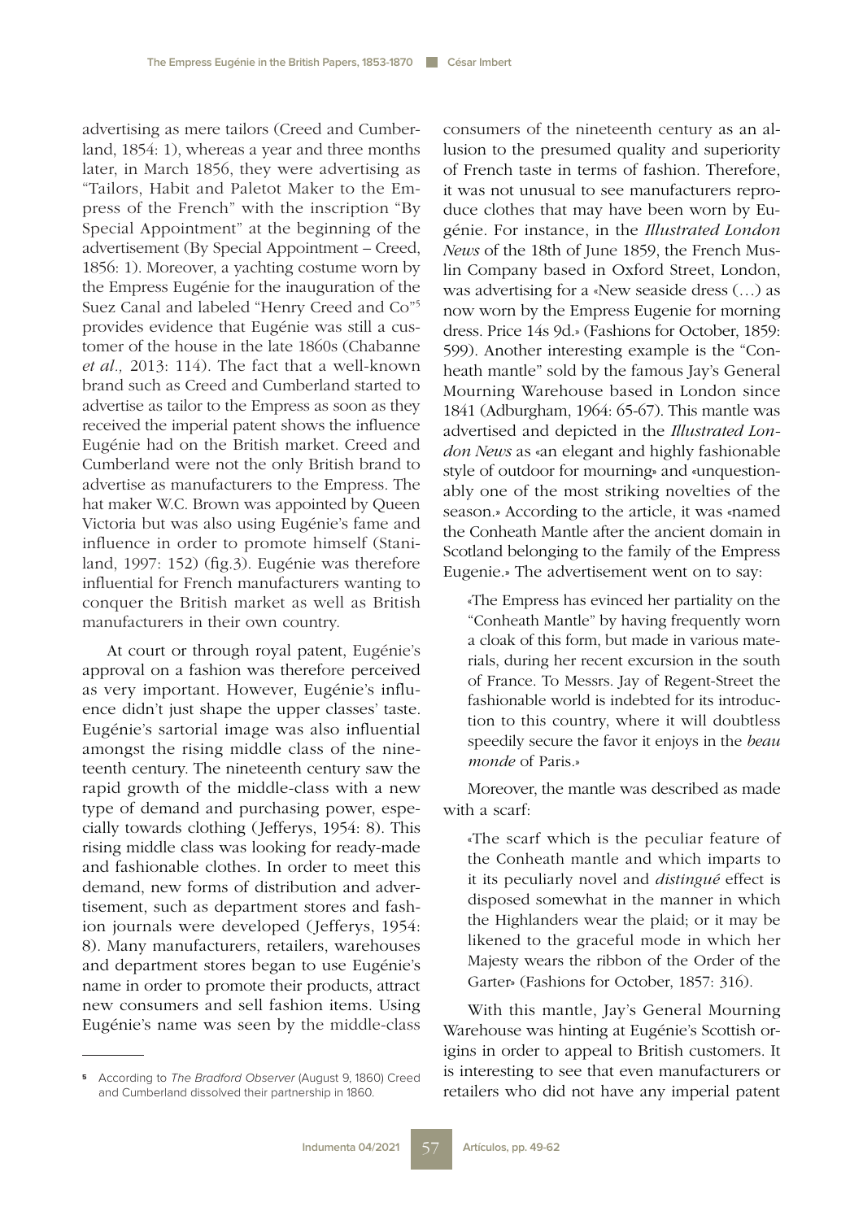advertising as mere tailors (Creed and Cumberland, 1854: 1), whereas a year and three months later, in March 1856, they were advertising as "Tailors, Habit and Paletot Maker to the Empress of the French" with the inscription "By Special Appointment" at the beginning of the advertisement (By Special Appointment – Creed, 1856: 1). Moreover, a yachting costume worn by the Empress Eugénie for the inauguration of the Suez Canal and labeled "Henry Creed and Co"[5] provides evidence that Eugénie was still a customer of the house in the late 1860s (Chabanne *et al.,* 2013: 114). The fact that a well-known brand such as Creed and Cumberland started to advertise as tailor to the Empress as soon as they received the imperial patent shows the influence Eugénie had on the British market. Creed and Cumberland were not the only British brand to advertise as manufacturers to the Empress. The hat maker W.C. Brown was appointed by Queen Victoria but was also using Eugénie's fame and influence in order to promote himself (Staniland, 1997: 152) (fig.3). Eugénie was therefore influential for French manufacturers wanting to conquer the British market as well as British manufacturers in their own country.

At court or through royal patent, Eugénie's approval on a fashion was therefore perceived as very important. However, Eugénie's influence didn't just shape the upper classes' taste. Eugénie's sartorial image was also influential amongst the rising middle class of the nineteenth century. The nineteenth century saw the rapid growth of the middle-class with a new type of demand and purchasing power, especially towards clothing (Jefferys, 1954: 8). This rising middle class was looking for ready-made and fashionable clothes. In order to meet this demand, new forms of distribution and advertisement, such as department stores and fashion journals were developed (Jefferys, 1954: 8). Many manufacturers, retailers, warehouses and department stores began to use Eugénie's name in order to promote their products, attract new consumers and sell fashion items. Using Eugénie's name was seen by the middle-class consumers of the nineteenth century as an allusion to the presumed quality and superiority of French taste in terms of fashion. Therefore, it was not unusual to see manufacturers reproduce clothes that may have been worn by Eugénie. For instance, in the *Illustrated London News* of the 18th of June 1859, the French Muslin Company based in Oxford Street, London, was advertising for a «New seaside dress (…) as now worn by the Empress Eugenie for morning dress. Price 14s 9d.» (Fashions for October, 1859: 599). Another interesting example is the "Conheath mantle" sold by the famous Jay's General Mourning Warehouse based in London since 1841 (Adburgham, 1964: 65-67). This mantle was advertised and depicted in the *Illustrated London News* as «an elegant and highly fashionable style of outdoor for mourning» and «unquestionably one of the most striking novelties of the season.» According to the article, it was «named the Conheath Mantle after the ancient domain in Scotland belonging to the family of the Empress Eugenie.» The advertisement went on to say:

> «The Empress has evinced her partiality on the "Conheath Mantle" by having frequently worn a cloak of this form, but made in various materials, during her recent excursion in the south of France. To Messrs. Jay of Regent-Street the fashionable world is indebted for its introduction to this country, where it will doubtless speedily secure the favor it enjoys in the *beau monde* of Paris.»

Moreover, the mantle was described as made with a scarf:

> «The scarf which is the peculiar feature of the Conheath mantle and which imparts to it its peculiarly novel and *distingué* effect is disposed somewhat in the manner in which the Highlanders wear the plaid; or it may be likened to the graceful mode in which her Majesty wears the ribbon of the Order of the Garter» (Fashions for October, 1857: 316).

With this mantle, Jay's General Mourning Warehouse was hinting at Eugénie's Scottish origins in order to appeal to British customers. It is interesting to see that even manufacturers or retailers who did not have any imperial patent

---

[5] According to *The Bradford Observer* (August 9, 1860) Creed and Cumberland dissolved their partnership in 1860.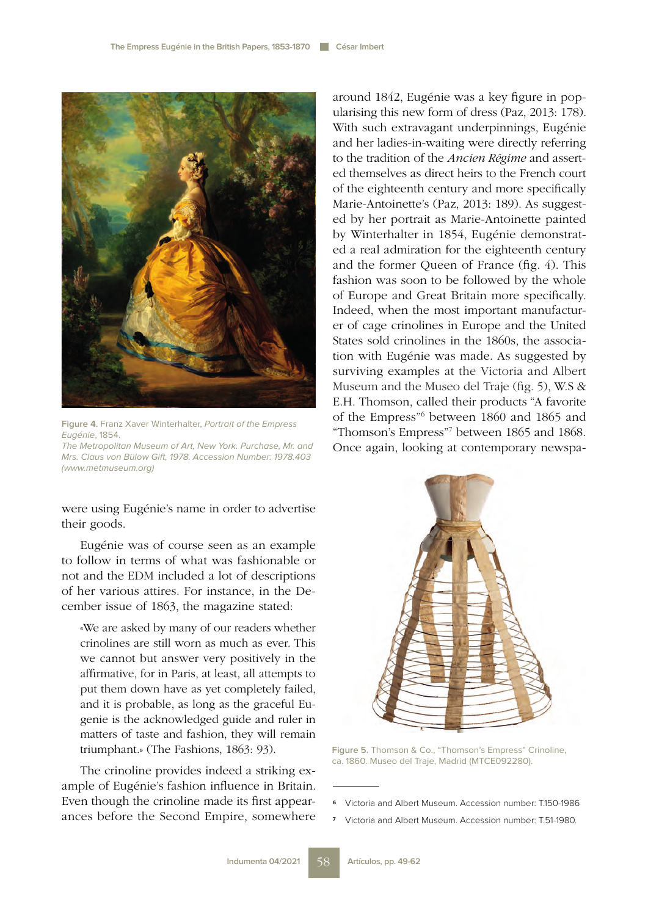Figure 4. Franz Xaver Winterhalter, *Portrait of the Empress Eugénie*, 1854.
*The Metropolitan Museum of Art, New York. Purchase, Mr. and Mrs. Claus von Bülow Gift, 1978. Accession Number: 1978.403 (www.metmuseum.org)*

were using Eugénie's name in order to advertise their goods.

Eugénie was of course seen as an example to follow in terms of what was fashionable or not and the EDM included a lot of descriptions of her various attires. For instance, in the December issue of 1863, the magazine stated:

> «We are asked by many of our readers whether crinolines are still worn as much as ever. This we cannot but answer very positively in the affirmative, for in Paris, at least, all attempts to put them down have as yet completely failed, and it is probable, as long as the graceful Eugenie is the acknowledged guide and ruler in matters of taste and fashion, they will remain triumphant.» (The Fashions, 1863: 93).

The crinoline provides indeed a striking example of Eugénie's fashion influence in Britain. Even though the crinoline made its first appearances before the Second Empire, somewhere around 1842, Eugénie was a key figure in popularising this new form of dress (Paz, 2013: 178). With such extravagant underpinnings, Eugénie and her ladies-in-waiting were directly referring to the tradition of the *Ancien Régime* and asserted themselves as direct heirs to the French court of the eighteenth century and more specifically Marie-Antoinette's (Paz, 2013: 189). As suggested by her portrait as Marie-Antoinette painted by Winterhalter in 1854, Eugénie demonstrated a real admiration for the eighteenth century and the former Queen of France (fig. 4). This fashion was soon to be followed by the whole of Europe and Great Britain more specifically. Indeed, when the most important manufacturer of cage crinolines in Europe and the United States sold crinolines in the 1860s, the association with Eugénie was made. As suggested by surviving examples at the Victoria and Albert Museum and the Museo del Traje (fig. 5), W.S & E.H. Thomson, called their products "A favorite of the Empress"[6] between 1860 and 1865 and "Thomson's Empress"[7] between 1865 and 1868. Once again, looking at contemporary newspa-

Figure 5. Thomson & Co., "Thomson's Empress" Crinoline, ca. 1860. Museo del Traje, Madrid (MTCE092280).

---

6 Victoria and Albert Museum. Accession number: T.150-1986

7 Victoria and Albert Museum. Accession number: T.51-1980.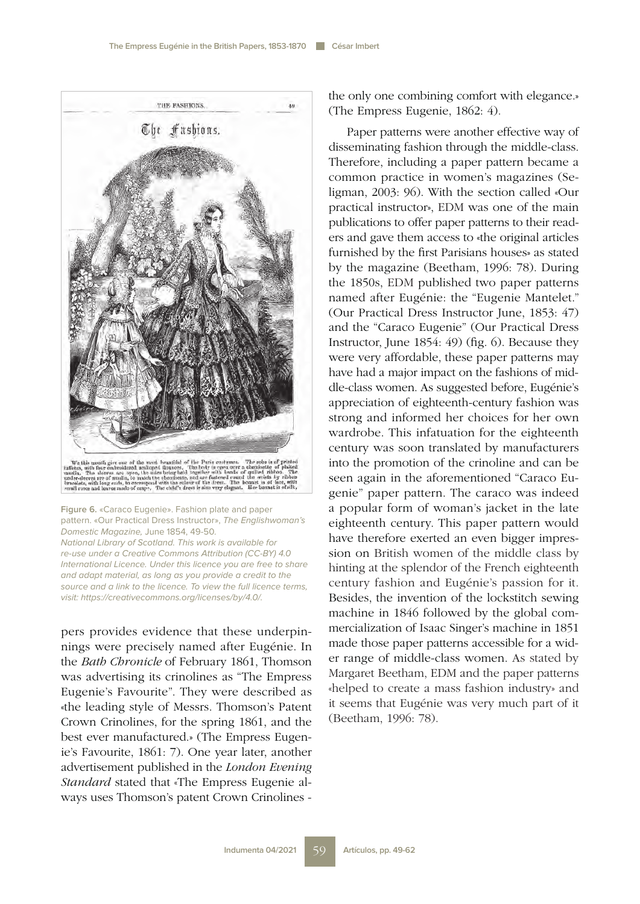Figure 6. «Caraco Eugenie». Fashion plate and paper pattern. «Our Practical Dress Instructor», *The Englishwoman's Domestic Magazine,* June 1854, 49-50.
*National Library of Scotland. This work is available for re-use under a Creative Commons Attribution (CC-BY) 4.0 International Licence. Under this licence you are free to share and adapt material, as long as you provide a credit to the source and a link to the licence. To view the full licence terms, visit: https://creativecommons.org/licenses/by/4.0/.*

pers provides evidence that these underpinnings were precisely named after Eugénie. In the *Bath Chronicle* of February 1861, Thomson was advertising its crinolines as "The Empress Eugenie's Favourite". They were described as «the leading style of Messrs. Thomson's Patent Crown Crinolines, for the spring 1861, and the best ever manufactured.» (The Empress Eugenie's Favourite, 1861: 7). One year later, another advertisement published in the *London Evening Standard* stated that «The Empress Eugenie always uses Thomson's patent Crown Crinolines - the only one combining comfort with elegance.» (The Empress Eugenie, 1862: 4).

Paper patterns were another effective way of disseminating fashion through the middle-class. Therefore, including a paper pattern became a common practice in women's magazines (Seligman, 2003: 96). With the section called «Our practical instructor», EDM was one of the main publications to offer paper patterns to their readers and gave them access to «the original articles furnished by the first Parisians houses» as stated by the magazine (Beetham, 1996: 78). During the 1850s, EDM published two paper patterns named after Eugénie: the "Eugenie Mantelet." (Our Practical Dress Instructor June, 1853: 47) and the "Caraco Eugenie" (Our Practical Dress Instructor, June 1854: 49) (fig. 6). Because they were very affordable, these paper patterns may have had a major impact on the fashions of middle-class women. As suggested before, Eugénie's appreciation of eighteenth-century fashion was strong and informed her choices for her own wardrobe. This infatuation for the eighteenth century was soon translated by manufacturers into the promotion of the crinoline and can be seen again in the aforementioned "Caraco Eugenie" paper pattern. The caraco was indeed a popular form of woman's jacket in the late eighteenth century. This paper pattern would have therefore exerted an even bigger impression on British women of the middle class by hinting at the splendor of the French eighteenth century fashion and Eugénie's passion for it. Besides, the invention of the lockstitch sewing machine in 1846 followed by the global commercialization of Isaac Singer's machine in 1851 made those paper patterns accessible for a wider range of middle-class women. As stated by Margaret Beetham, EDM and the paper patterns «helped to create a mass fashion industry» and it seems that Eugénie was very much part of it (Beetham, 1996: 78).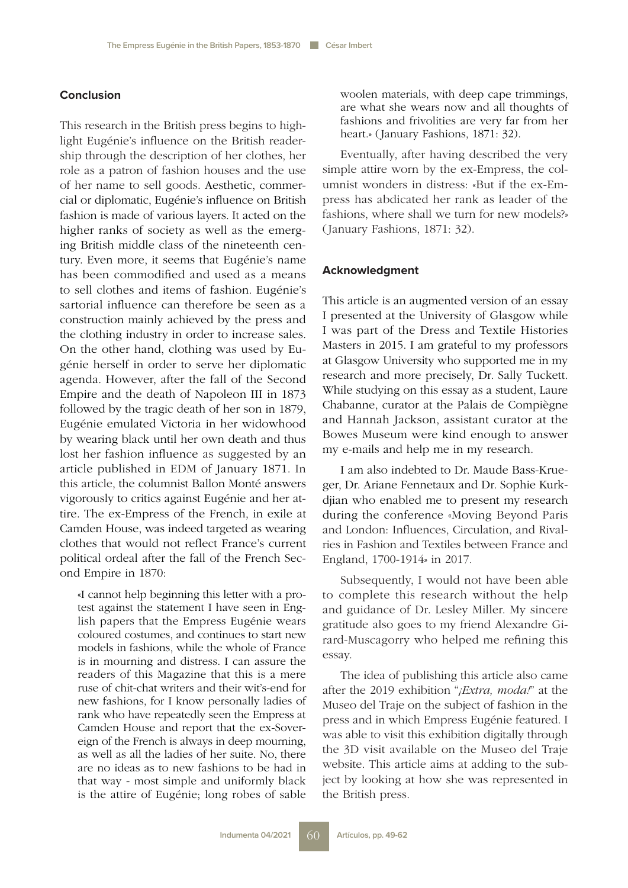## Conclusion

This research in the British press begins to highlight Eugénie's influence on the British readership through the description of her clothes, her role as a patron of fashion houses and the use of her name to sell goods. Aesthetic, commercial or diplomatic, Eugénie's influence on British fashion is made of various layers. It acted on the higher ranks of society as well as the emerging British middle class of the nineteenth century. Even more, it seems that Eugénie's name has been commodified and used as a means to sell clothes and items of fashion. Eugénie's sartorial influence can therefore be seen as a construction mainly achieved by the press and the clothing industry in order to increase sales. On the other hand, clothing was used by Eugénie herself in order to serve her diplomatic agenda. However, after the fall of the Second Empire and the death of Napoleon III in 1873 followed by the tragic death of her son in 1879, Eugénie emulated Victoria in her widowhood by wearing black until her own death and thus lost her fashion influence as suggested by an article published in EDM of January 1871. In this article, the columnist Ballon Monté answers vigorously to critics against Eugénie and her attire. The ex-Empress of the French, in exile at Camden House, was indeed targeted as wearing clothes that would not reflect France's current political ordeal after the fall of the French Second Empire in 1870:

> «I cannot help beginning this letter with a protest against the statement I have seen in English papers that the Empress Eugénie wears coloured costumes, and continues to start new models in fashions, while the whole of France is in mourning and distress. I can assure the readers of this Magazine that this is a mere ruse of chit-chat writers and their wit's-end for new fashions, for I know personally ladies of rank who have repeatedly seen the Empress at Camden House and report that the ex-Sovereign of the French is always in deep mourning, as well as all the ladies of her suite. No, there are no ideas as to new fashions to be had in that way - most simple and uniformly black is the attire of Eugénie; long robes of sable woolen materials, with deep cape trimmings, are what she wears now and all thoughts of fashions and frivolities are very far from her heart.» (January Fashions, 1871: 32).

Eventually, after having described the very simple attire worn by the ex-Empress, the columnist wonders in distress: «But if the ex-Empress has abdicated her rank as leader of the fashions, where shall we turn for new models?» (January Fashions, 1871: 32).

## Acknowledgment

This article is an augmented version of an essay I presented at the University of Glasgow while I was part of the Dress and Textile Histories Masters in 2015. I am grateful to my professors at Glasgow University who supported me in my research and more precisely, Dr. Sally Tuckett. While studying on this essay as a student, Laure Chabanne, curator at the Palais de Compiègne and Hannah Jackson, assistant curator at the Bowes Museum were kind enough to answer my e-mails and help me in my research.

I am also indebted to Dr. Maude Bass-Krueger, Dr. Ariane Fennetaux and Dr. Sophie Kurkdjian who enabled me to present my research during the conference «Moving Beyond Paris and London: Influences, Circulation, and Rivalries in Fashion and Textiles between France and England, 1700-1914» in 2017.

Subsequently, I would not have been able to complete this research without the help and guidance of Dr. Lesley Miller. My sincere gratitude also goes to my friend Alexandre Girard-Muscagorry who helped me refining this essay.

The idea of publishing this article also came after the 2019 exhibition "*¡Extra, moda!*" at the Museo del Traje on the subject of fashion in the press and in which Empress Eugénie featured. I was able to visit this exhibition digitally through the 3D visit available on the Museo del Traje website. This article aims at adding to the subject by looking at how she was represented in the British press.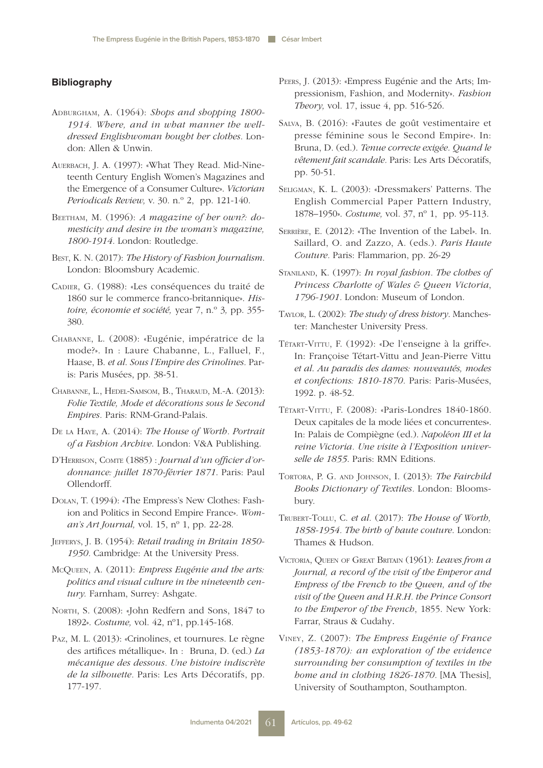## Bibliography

Adburgham, A. (1964): *Shops and shopping 1800-1914. Where, and in what manner the well-dressed Englishwoman bought her clothes.* London: Allen & Unwin.

Auerbach, J. A. (1997): «What They Read. Mid-Nineteenth Century English Women's Magazines and the Emergence of a Consumer Culture». *Victorian Periodicals Review,* v. 30. n.º 2, pp. 121-140.

Beetham, M. (1996): *A magazine of her own?: domesticity and desire in the woman's magazine, 1800-1914*. London: Routledge.

Best, K. N. (2017): *The History of Fashion Journalism*. London: Bloomsbury Academic.

Cadier, G. (1988): «Les conséquences du traité de 1860 sur le commerce franco-britannique». *Histoire, économie et société,* year 7, n.º 3*,* pp. 355-380.

Chabanne, L. (2008): «Eugénie, impératrice de la mode?». In : Laure Chabanne, L., Falluel, F., Haase, B. *et al*. *Sous l'Empire des Crinolines*. Paris: Paris Musées, pp. 38-51.

Chabanne, L., Hedel-Samsom, B., Tharaud, M.-A. (2013): *Folie Textile, Mode et décorations sous le Second Empires*. Paris: RNM-Grand-Palais.

De la Haye, A. (2014): *The House of Worth. Portrait of a Fashion Archive*. London: V&A Publishing.

D'Herrison, Comte (1885) : *Journal d'un officier d'ordonnance: juillet 1870-février 1871.* Paris: Paul Ollendorff.

Dolan, T. (1994): «The Empress's New Clothes: Fashion and Politics in Second Empire France». *Woman's Art Journal,* vol. 15, nº 1, pp. 22-28.

Jefferys, J. B. (1954): *Retail trading in Britain 1850-1950*. Cambridge: At the University Press.

McQueen, A. (2011): *Empress Eugénie and the arts: politics and visual culture in the nineteenth century.* Farnham, Surrey: Ashgate.

North, S. (2008): «John Redfern and Sons, 1847 to 1892». *Costume,* vol. 42, nº1, pp.145-168.

Paz, M. L. (2013): «Crinolines, et tournures. Le règne des artifices métallique». In : Bruna, D. (ed.) *La mécanique des dessous*. *Une histoire indiscrète de la silhouette*. Paris: Les Arts Décoratifs, pp. 177-197.

Peers, J. (2013): «Empress Eugénie and the Arts; Impressionism, Fashion, and Modernity». *Fashion Theory,* vol. 17, issue 4, pp. 516-526.

Salva, B. (2016): «Fautes de goût vestimentaire et presse féminine sous le Second Empire». In: Bruna, D. (ed.). *Tenue correcte exigée. Quand le vêtement fait scandale*. Paris: Les Arts Décoratifs, pp. 50-51.

Seligman, K. L. (2003): «Dressmakers' Patterns. The English Commercial Paper Pattern Industry, 1878–1950». *Costume,* vol. 37, nº 1, pp. 95-113.

Serrière, E. (2012): «The Invention of the Label». In. Saillard, O. and Zazzo, A. (eds.). *Paris Haute Couture*. Paris: Flammarion, pp. 26-29

Staniland, K. (1997): *In royal fashion*. *The clothes of Princess Charlotte of Wales & Queen Victoria, 1796-1901*. London: Museum of London.

Taylor, L. (2002): *The study of dress history*. Manchester: Manchester University Press.

Tétart-Vittu, F. (1992): «De l'enseigne à la griffe». In: Françoise Tétart-Vittu and Jean-Pierre Vittu *et al*. *Au paradis des dames: nouveautés, modes et confections: 1810-1870*. Paris: Paris-Musées, 1992. p. 48-52.

Tétart-Vittu, F. (2008): «Paris-Londres 1840-1860. Deux capitales de la mode liées et concurrentes». In: Palais de Compiègne (ed.). *Napoléon III et la reine Victoria*. *Une visite à l'Exposition universelle de 1855*. Paris: RMN Editions.

Tortora, P. G. and Johnson, I. (2013): *The Fairchild Books Dictionary of Textiles*. London: Bloomsbury.

Trubert-Tollu, C. *et al*. (2017): *The House of Worth, 1858-1954. The birth of haute couture*. London: Thames & Hudson.

Victoria, Queen of Great Britain (1961): *Leaves from a Journal, a record of the visit of the Emperor and Empress of the French to the Queen, and of the visit of the Queen and H.R.H. the Prince Consort to the Emperor of the French*, 1855. New York: Farrar, Straus & Cudahy.

Viney, Z. (2007): *The Empress Eugénie of France (1853-1870): an exploration of the evidence surrounding her consumption of textiles in the home and in clothing 1826-1870*. [MA Thesis], University of Southampton, Southampton.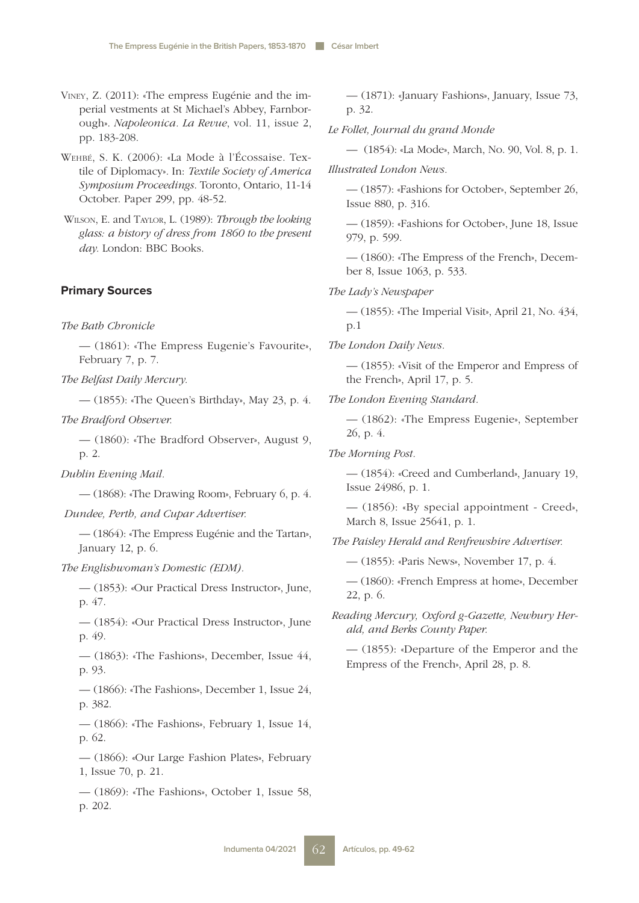Viney, Z. (2011): «The empress Eugénie and the imperial vestments at St Michael's Abbey, Farnborough». *Napoleonica. La Revue*, vol. 11, issue 2, pp. 183-208.

Wehbé, S. K. (2006): «La Mode à l'Écossaise. Textile of Diplomacy». In: *Textile Society of America Symposium Proceedings*. Toronto, Ontario, 11-14 October. Paper 299, pp. 48-52.

Wilson, E. and Taylor, L. (1989): *Through the looking glass: a history of dress from 1860 to the present day*. London: BBC Books.

## Primary Sources

*The Bath Chronicle*

— (1861): «The Empress Eugenie's Favourite», February 7, p. 7.

*The Belfast Daily Mercury.*

— (1855): «The Queen's Birthday», May 23, p. 4.

*The Bradford Observer.*

— (1860): «The Bradford Observer», August 9, p. 2.

*Dublin Evening Mail.*

— (1868): «The Drawing Room», February 6, p. 4.

*Dundee, Perth, and Cupar Advertiser.*

— (1864): «The Empress Eugénie and the Tartan», January 12, p. 6.

*The Englishwoman's Domestic (EDM).*

— (1853): «Our Practical Dress Instructor», June, p. 47.

— (1854): «Our Practical Dress Instructor», June p. 49.

— (1863): «The Fashions», December, Issue 44, p. 93.

— (1866): «The Fashions», December 1, Issue 24, p. 382.

— (1866): «The Fashions», February 1, Issue 14, p. 62.

— (1866): «Our Large Fashion Plates», February 1, Issue 70, p. 21.

— (1869): «The Fashions», October 1, Issue 58, p. 202.

— (1871): «January Fashions», January, Issue 73, p. 32.

*Le Follet, Journal du grand Monde*

— (1854): «La Mode», March, No. 90, Vol. 8, p. 1.

*Illustrated London News.*

— (1857): «Fashions for October», September 26, Issue 880, p. 316.

— (1859): «Fashions for October», June 18, Issue 979, p. 599.

— (1860): «The Empress of the French», December 8, Issue 1063, p. 533.

*The Lady's Newspaper*

— (1855): «The Imperial Visit», April 21, No. 434, p.1

*The London Daily News.*

— (1855): «Visit of the Emperor and Empress of the French», April 17, p. 5.

*The London Evening Standard.*

— (1862): «The Empress Eugenie», September 26, p. 4.

*The Morning Post.*

— (1854): «Creed and Cumberland», January 19, Issue 24986, p. 1.

— (1856): «By special appointment - Creed», March 8, Issue 25641, p. 1.

*The Paisley Herald and Renfrewshire Advertiser.*

— (1855): «Paris News», November 17, p. 4.

— (1860): «French Empress at home», December 22, p. 6.

*Reading Mercury, Oxford g-Gazette, Newbury Herald, and Berks County Paper.*

— (1855): «Departure of the Emperor and the Empress of the French», April 28, p. 8.